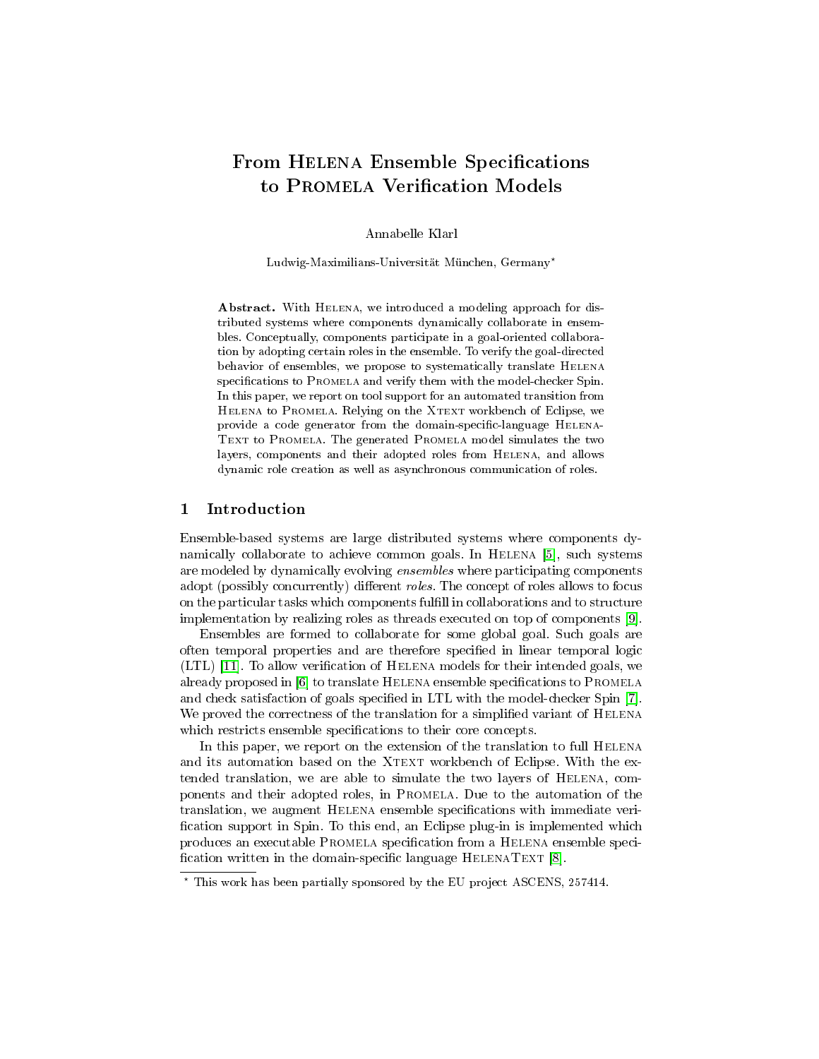# From Helena Ensemble Specifications to Promela Verification Models

Annabelle Klarl

Ludwig-Maximilians-Universität München, Germany*

**Abstract.** With Helena, we introduced a modeling approach for distributed systems where components dynamically collaborate in ensembles. Conceptually, components participate in a goal-oriented collaboration by adopting certain roles in the ensemble. To verify the goal-directed behavior of ensembles, we propose to systematically translate Helena specifications to Promela and verify them with the model-checker Spin. In this paper, we report on tool support for an automated transition from Helena to Promela. Relying on the Xtext workbench of Eclipse, we provide a code generator from the domain-specific-language HelenaText to Promela. The generated Promela model simulates the two layers, components and their adopted roles from Helena, and allows dynamic role creation as well as asynchronous communication of roles.

## 1 Introduction

Ensemble-based systems are large distributed systems where components dynamically collaborate to achieve common goals. In Helena [5], such systems are modeled by dynamically evolving *ensembles* where participating components adopt (possibly concurrently) different *roles*. The concept of roles allows to focus on the particular tasks which components fulfill in collaborations and to structure implementation by realizing roles as threads executed on top of components [9].

Ensembles are formed to collaborate for some global goal. Such goals are often temporal properties and are therefore specified in linear temporal logic (LTL) [11]. To allow verification of Helena models for their intended goals, we already proposed in [6] to translate Helena ensemble specifications to Promela and check satisfaction of goals specified in LTL with the model-checker Spin [7]. We proved the correctness of the translation for a simplified variant of Helena which restricts ensemble specifications to their core concepts.

In this paper, we report on the extension of the translation to full Helena and its automation based on the Xtext workbench of Eclipse. With the extended translation, we are able to simulate the two layers of Helena, components and their adopted roles, in Promela. Due to the automation of the translation, we augment Helena ensemble specifications with immediate verification support in Spin. To this end, an Eclipse plug-in is implemented which produces an executable Promela specification from a Helena ensemble specification written in the domain-specific language HelenaText [8].

* This work has been partially sponsored by the EU project ASCENS, 257414.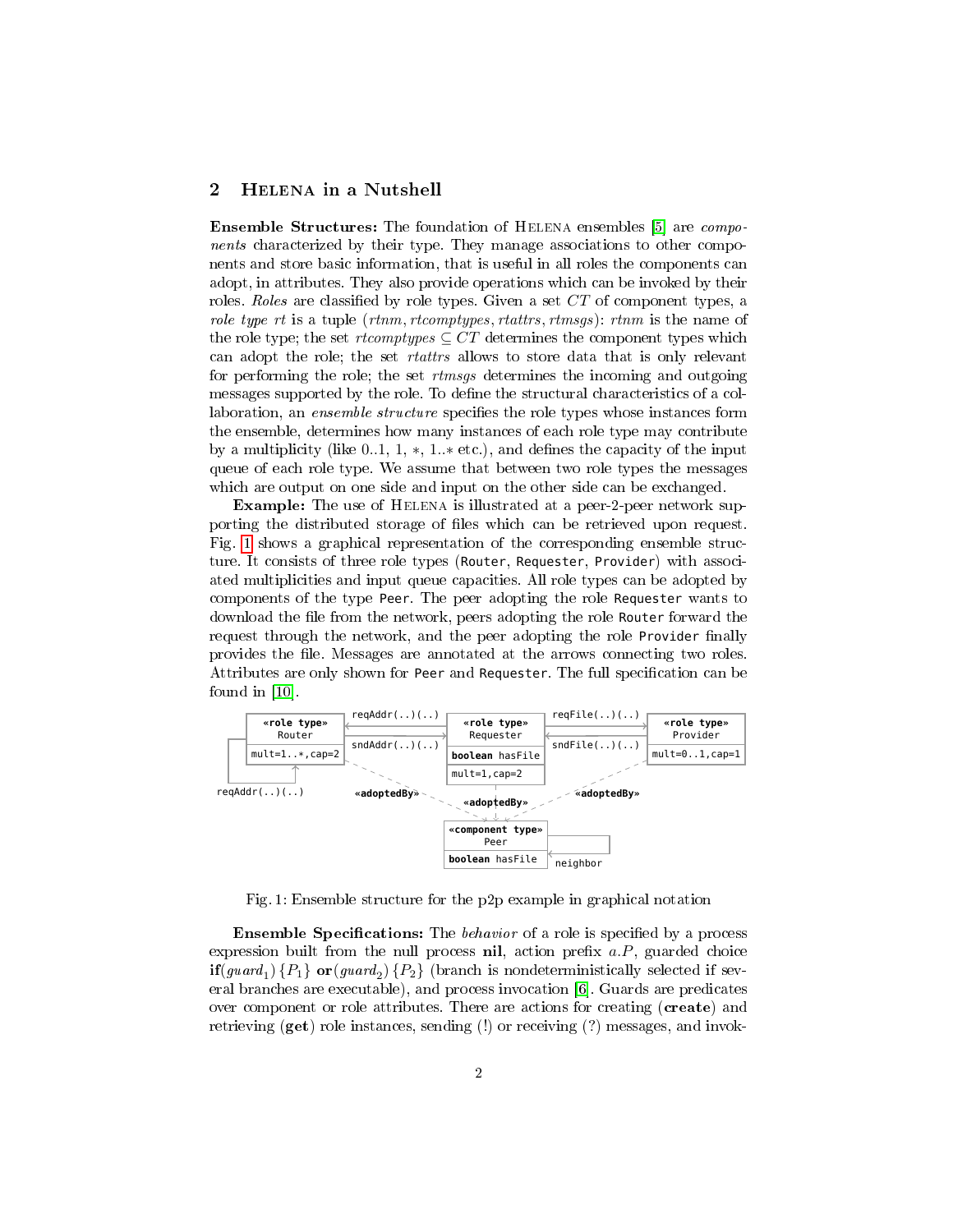## 2 Helena in a Nutshell

**Ensemble Structures:** The foundation of Helena ensembles [5] are *components* characterized by their type. They manage associations to other components and store basic information, that is useful in all roles the components can adopt, in attributes. They also provide operations which can be invoked by their roles. *Roles* are classified by role types. Given a set $CT$ of component types, a *role type* $rt$ is a tuple $(rtnm, rtcomptypes, rtattrs, rtmsgs)$: $rtnm$ is the name of the role type; the set $rtcomptypes \subseteq CT$ determines the component types which can adopt the role; the set $rtattrs$ allows to store data that is only relevant for performing the role; the set $rtmsgs$ determines the incoming and outgoing messages supported by the role. To define the structural characteristics of a collaboration, an *ensemble structure* specifies the role types whose instances form the ensemble, determines how many instances of each role type may contribute by a multiplicity (like 0..1, 1, $*$, 1..$*$ etc.), and defines the capacity of the input queue of each role type. We assume that between two role types the messages which are output on one side and input on the other side can be exchanged.

**Example:** The use of Helena is illustrated at a peer-2-peer network supporting the distributed storage of files which can be retrieved upon request. Fig. 1 shows a graphical representation of the corresponding ensemble structure. It consists of three role types (`Router`, `Requester`, `Provider`) with associated multiplicities and input queue capacities. All role types can be adopted by components of the type `Peer`. The peer adopting the role `Requester` wants to download the file from the network, peers adopting the role `Router` forward the request through the network, and the peer adopting the role `Provider` finally provides the file. Messages are annotated at the arrows connecting two roles. Attributes are only shown for `Peer` and `Requester`. The full specification can be found in [10].

Fig. 1: Ensemble structure for the p2p example in graphical notation

**Ensemble Specifications:** The *behavior* of a role is specified by a process expression built from the null process **nil**, action prefix $a.P$, guarded choice **if**$(guard_1)\,\{P_1\}$ **or**$(guard_2)\,\{P_2\}$ (branch is nondeterministically selected if several branches are executable), and process invocation [6]. Guards are predicates over component or role attributes. There are actions for creating (**create**) and retrieving (**get**) role instances, sending (!) or receiving (?) messages, and invok-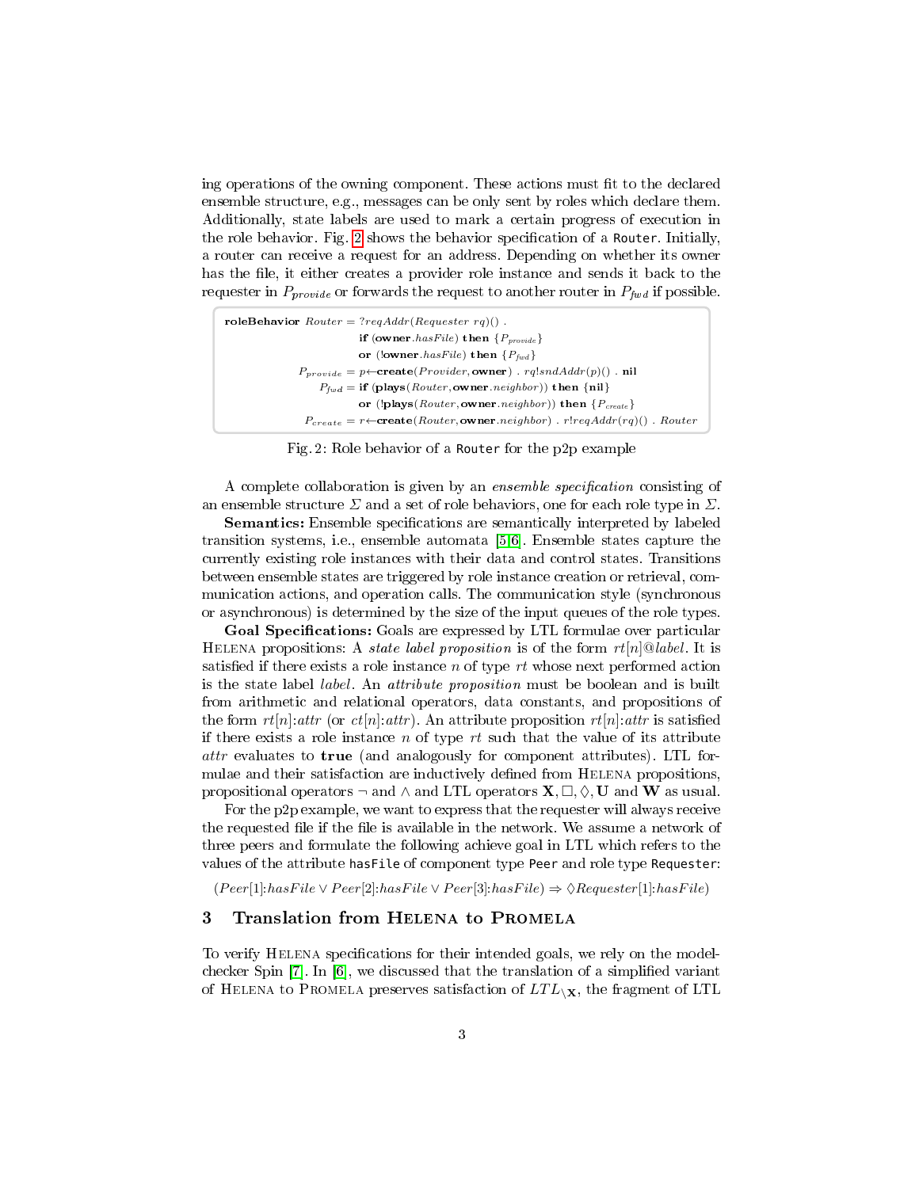ing operations of the owning component. These actions must fit to the declared ensemble structure, e.g., messages can be only sent by roles which declare them. Additionally, state labels are used to mark a certain progress of execution in the role behavior. Fig. 2 shows the behavior specification of a `Router`. Initially, a router can receive a request for an address. Depending on whether its owner has the file, it either creates a provider role instance and sends it back to the requester in $P_{provide}$ or forwards the request to another router in $P_{fwd}$ if possible.

$$
\begin{array}{rl}
\textbf{roleBehavior}\ Router = & ?reqAddr(Requester\ rq)()\ .\\
& \textbf{if}\ (\textbf{owner}.hasFile)\ \textbf{then}\ \{P_{provide}\}\\
& \textbf{or}\ (!\textbf{owner}.hasFile)\ \textbf{then}\ \{P_{fwd}\}\\
P_{provide} = & p{\leftarrow}\textbf{create}(Provider, \textbf{owner})\ .\ rq!sndAddr(p)()\ .\ \textbf{nil}\\
P_{fwd} = & \textbf{if}\ (\textbf{plays}(Router, \textbf{owner}.neighbor))\ \textbf{then}\ \{\textbf{nil}\}\\
& \textbf{or}\ (!\textbf{plays}(Router, \textbf{owner}.neighbor))\ \textbf{then}\ \{P_{create}\}\\
P_{create} = & r{\leftarrow}\textbf{create}(Router, \textbf{owner}.neighbor)\ .\ r!reqAddr(rq)()\ .\ Router
\end{array}
$$

Fig. 2: Role behavior of a `Router` for the p2p example

A complete collaboration is given by an *ensemble specification* consisting of an ensemble structure $\Sigma$ and a set of role behaviors, one for each role type in $\Sigma$.

**Semantics:** Ensemble specifications are semantically interpreted by labeled transition systems, i.e., ensemble automata [5,6]. Ensemble states capture the currently existing role instances with their data and control states. Transitions between ensemble states are triggered by role instance creation or retrieval, communication actions, and operation calls. The communication style (synchronous or asynchronous) is determined by the size of the input queues of the role types.

**Goal Specifications:** Goals are expressed by LTL formulae over particular Helena propositions: A *state label proposition* is of the form $rt[n]@label$. It is satisfied if there exists a role instance $n$ of type $rt$ whose next performed action is the state label $label$. An *attribute proposition* must be boolean and is built from arithmetic and relational operators, data constants, and propositions of the form $rt[n]{:}attr$ (or $ct[n]{:}attr$). An attribute proposition $rt[n]{:}attr$ is satisfied if there exists a role instance $n$ of type $rt$ such that the value of its attribute $attr$ evaluates to **true** (and analogously for component attributes). LTL formulae and their satisfaction are inductively defined from Helena propositions, propositional operators $\neg$ and $\wedge$ and LTL operators $\mathbf{X}, \Box, \Diamond, \mathbf{U}$ and $\mathbf{W}$ as usual.

For the p2p example, we want to express that the requester will always receive the requested file if the file is available in the network. We assume a network of three peers and formulate the following achieve goal in LTL which refers to the values of the attribute `hasFile` of component type `Peer` and role type `Requester`:

$$(Peer[1]{:}hasFile \vee Peer[2]{:}hasFile \vee Peer[3]{:}hasFile) \Rightarrow \Diamond Requester[1]{:}hasFile)$$

## 3 Translation from Helena to Promela

To verify Helena specifications for their intended goals, we rely on the model-checker Spin [7]. In [6], we discussed that the translation of a simplified variant of Helena to Promela preserves satisfaction of $LTL_{\setminus\mathbf{X}}$, the fragment of LTL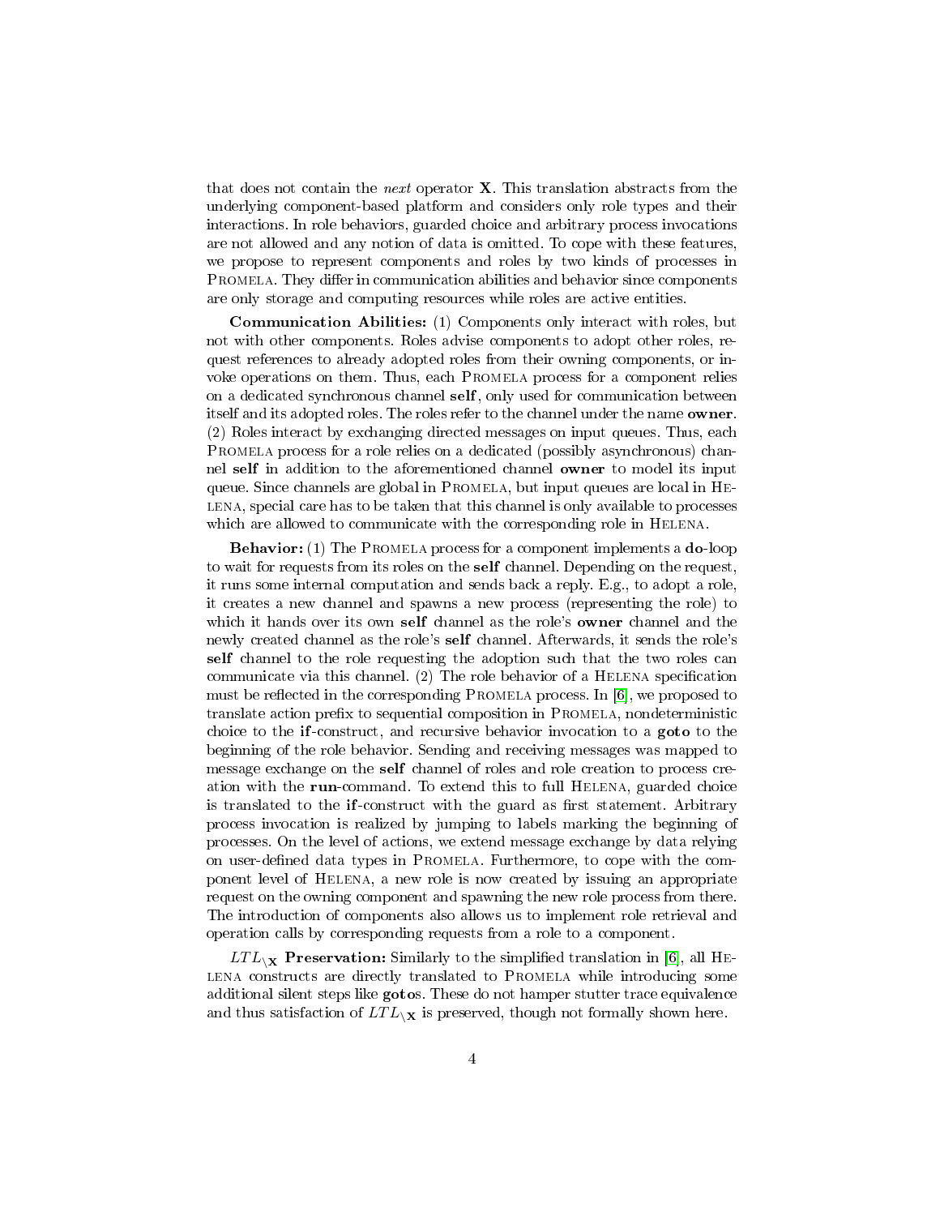that does not contain the *next* operator **X**. This translation abstracts from the underlying component-based platform and considers only role types and their interactions. In role behaviors, guarded choice and arbitrary process invocations are not allowed and any notion of data is omitted. To cope with these features, we propose to represent components and roles by two kinds of processes in Promela. They differ in communication abilities and behavior since components are only storage and computing resources while roles are active entities.

**Communication Abilities:** (1) Components only interact with roles, but not with other components. Roles advise components to adopt other roles, request references to already adopted roles from their owning components, or invoke operations on them. Thus, each Promela process for a component relies on a dedicated synchronous channel **self**, only used for communication between itself and its adopted roles. The roles refer to the channel under the name **owner**. (2) Roles interact by exchanging directed messages on input queues. Thus, each Promela process for a role relies on a dedicated (possibly asynchronous) channel **self** in addition to the aforementioned channel **owner** to model its input queue. Since channels are global in Promela, but input queues are local in Helena, special care has to be taken that this channel is only available to processes which are allowed to communicate with the corresponding role in Helena.

**Behavior:** (1) The Promela process for a component implements a **do**-loop to wait for requests from its roles on the **self** channel. Depending on the request, it runs some internal computation and sends back a reply. E.g., to adopt a role, it creates a new channel and spawns a new process (representing the role) to which it hands over its own **self** channel as the role's **owner** channel and the newly created channel as the role's **self** channel. Afterwards, it sends the role's **self** channel to the role requesting the adoption such that the two roles can communicate via this channel. (2) The role behavior of a Helena specification must be reflected in the corresponding Promela process. In [6], we proposed to translate action prefix to sequential composition in Promela, nondeterministic choice to the **if**-construct, and recursive behavior invocation to a **goto** to the beginning of the role behavior. Sending and receiving messages was mapped to message exchange on the **self** channel of roles and role creation to process creation with the **run**-command. To extend this to full Helena, guarded choice is translated to the **if**-construct with the guard as first statement. Arbitrary process invocation is realized by jumping to labels marking the beginning of processes. On the level of actions, we extend message exchange by data relying on user-defined data types in Promela. Furthermore, to cope with the component level of Helena, a new role is now created by issuing an appropriate request on the owning component and spawning the new role process from there. The introduction of components also allows us to implement role retrieval and operation calls by corresponding requests from a role to a component.

**$LTL_{\setminus \mathbf{X}}$ Preservation:** Similarly to the simplified translation in [6], all Helena constructs are directly translated to Promela while introducing some additional silent steps like **goto**s. These do not hamper stutter trace equivalence and thus satisfaction of $LTL_{\setminus \mathbf{X}}$ is preserved, though not formally shown here.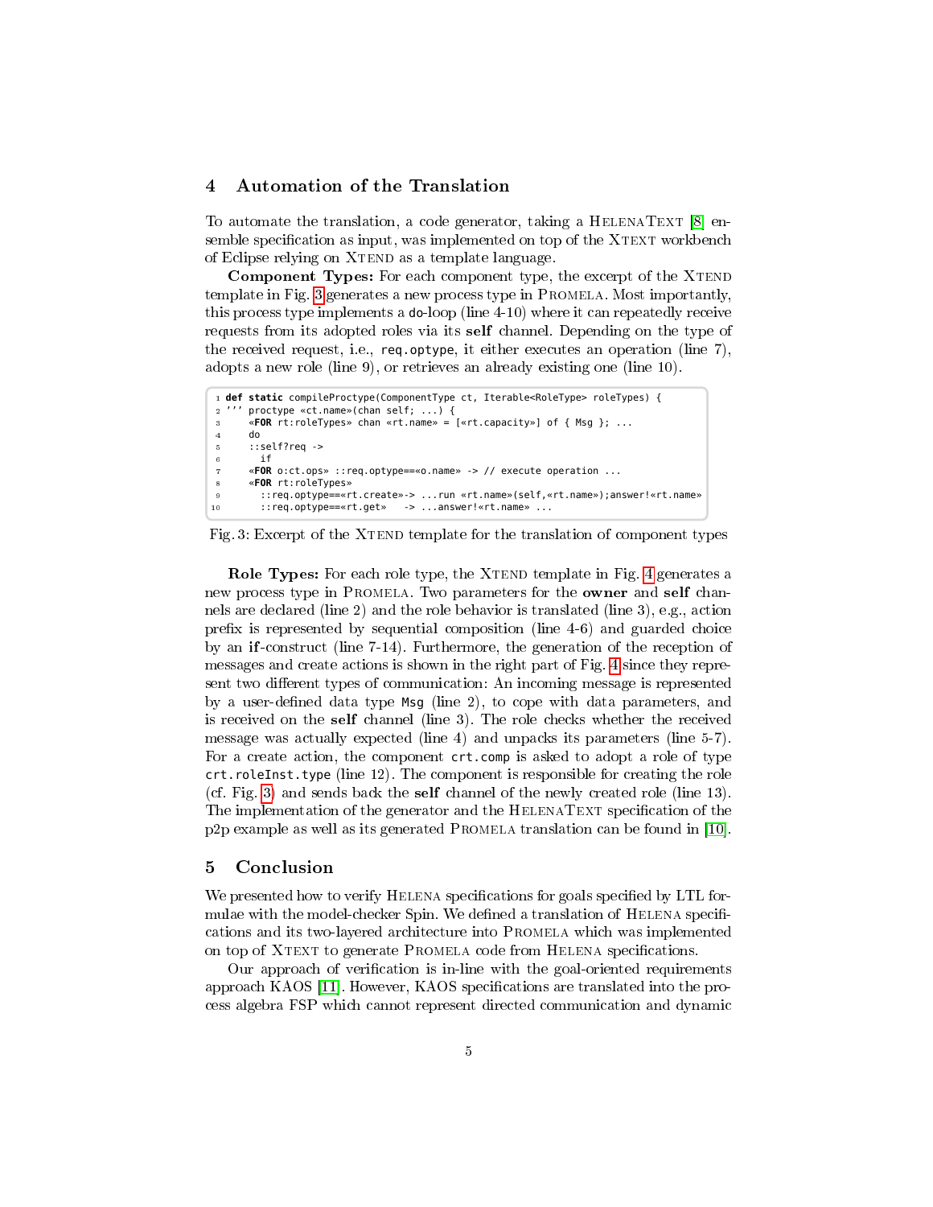## 4 Automation of the Translation

To automate the translation, a code generator, taking a HelenaText [8] ensemble specification as input, was implemented on top of the Xtext workbench of Eclipse relying on Xtend as a template language.

**Component Types:** For each component type, the excerpt of the Xtend template in Fig. 3 generates a new process type in Promela. Most importantly, this process type implements a do-loop (line 4-10) where it can repeatedly receive requests from its adopted roles via its **self** channel. Depending on the type of the received request, i.e., `req.optype`, it either executes an operation (line 7), adopts a new role (line 9), or retrieves an already existing one (line 10).

```
1 def static compileProctype(ComponentType ct, Iterable<RoleType> roleTypes) {
2 ''' proctype «ct.name»(chan self; ...) {
3     «FOR rt:roleTypes» chan «rt.name» = [«rt.capacity»] of { Msg }; ...
4     do
5     ::self?req ->
6       if
7     «FOR o:ct.ops» ::req.optype==«o.name» -> // execute operation ...
8     «FOR rt:roleTypes»
9       ::req.optype==«rt.create»-> ...run «rt.name»(self,«rt.name»);answer!«rt.name»
10      ::req.optype==«rt.get»   -> ...answer!«rt.name» ...
```

Fig. 3: Excerpt of the Xtend template for the translation of component types

**Role Types:** For each role type, the Xtend template in Fig. 4 generates a new process type in Promela. Two parameters for the **owner** and **self** channels are declared (line 2) and the role behavior is translated (line 3), e.g., action prefix is represented by sequential composition (line 4-6) and guarded choice by an **if**-construct (line 7-14). Furthermore, the generation of the reception of messages and create actions is shown in the right part of Fig. 4 since they represent two different types of communication: An incoming message is represented by a user-defined data type `Msg` (line 2), to cope with data parameters, and is received on the **self** channel (line 3). The role checks whether the received message was actually expected (line 4) and unpacks its parameters (line 5-7). For a create action, the component `crt.comp` is asked to adopt a role of type `crt.roleInst.type` (line 12). The component is responsible for creating the role (cf. Fig. 3) and sends back the **self** channel of the newly created role (line 13). The implementation of the generator and the HelenaText specification of the p2p example as well as its generated Promela translation can be found in [10].

## 5 Conclusion

We presented how to verify Helena specifications for goals specified by LTL formulae with the model-checker Spin. We defined a translation of Helena specifications and its two-layered architecture into Promela which was implemented on top of Xtext to generate Promela code from Helena specifications.

Our approach of verification is in-line with the goal-oriented requirements approach KAOS [11]. However, KAOS specifications are translated into the process algebra FSP which cannot represent directed communication and dynamic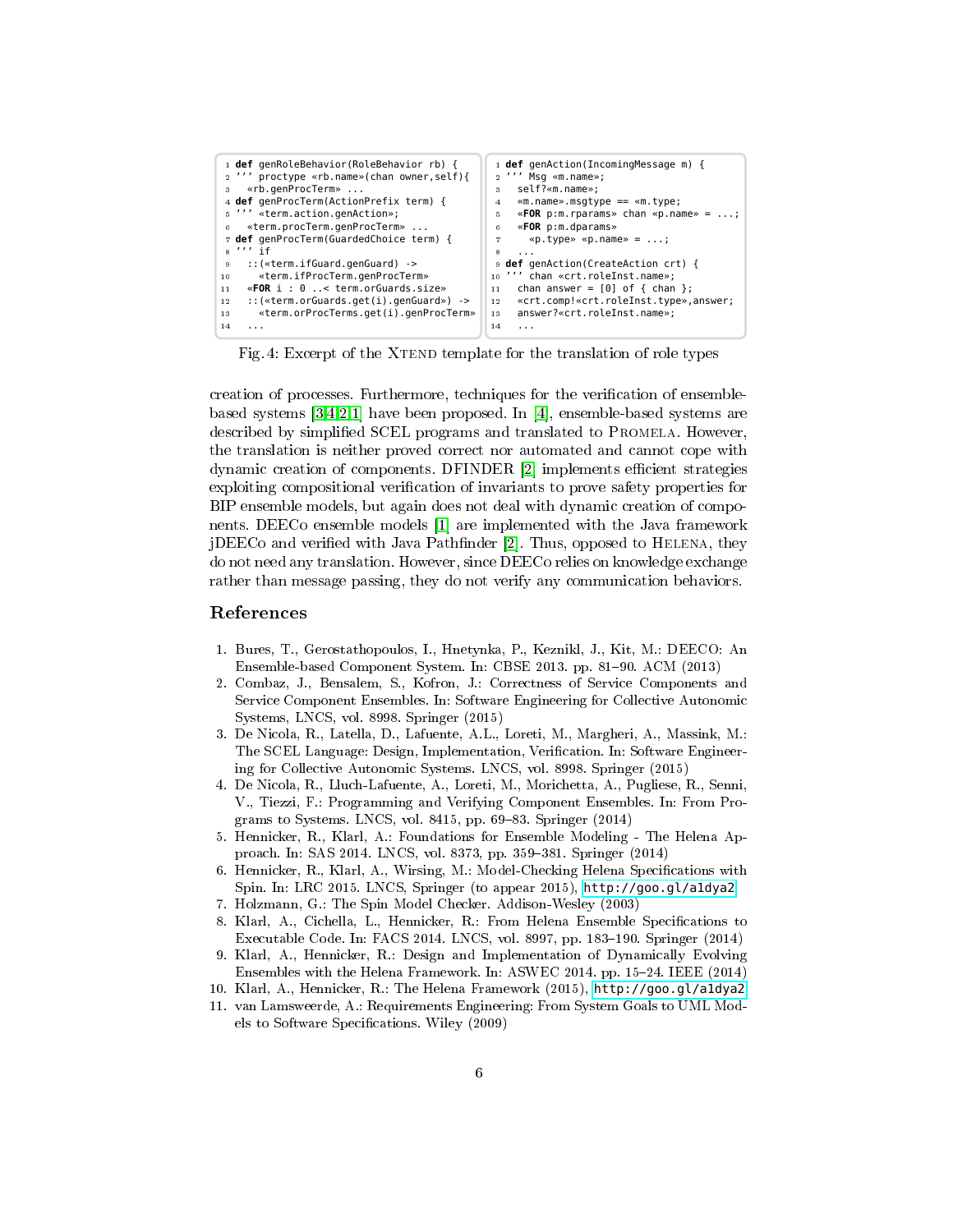```
1 def genRoleBehavior(RoleBehavior rb) {
2 ''' proctype «rb.name»(chan owner,self){
3   «rb.genProcTerm» ...
4 def genProcTerm(ActionPrefix term) {
5 ''' «term.action.genAction»;
6   «term.procTerm.genProcTerm» ...
7 def genProcTerm(GuardedChoice term) {
8 ''' if
9   ::(«term.ifGuard.genGuard) ->
10     «term.ifProcTerm.genProcTerm»
11   «FOR i : 0 ..< term.orGuards.size»
12   ::(«term.orGuards.get(i).genGuard») ->
13     «term.orProcTerms.get(i).genProcTerm»
14   ...
```

```
1 def genAction(IncomingMessage m) {
2 ''' Msg «m.name»;
3   self?«m.name»;
4   «m.name».msgtype == «m.type;
5   «FOR p:m.rparams» chan «p.name» = ...;
6   «FOR p:m.dparams»
7     «p.type» «p.name» = ...;
8   ...
9 def genAction(CreateAction crt) {
10 ''' chan «crt.roleInst.name»;
11   chan answer = [0] of { chan };
12   «crt.comp!«crt.roleInst.type»,answer;
13   answer?«crt.roleInst.name»;
14   ...
```

Fig. 4: Excerpt of the Xtend template for the translation of role types

creation of processes. Furthermore, techniques for the verification of ensemble-based systems [3,4,2,1] have been proposed. In [4], ensemble-based systems are described by simplified SCEL programs and translated to Promela. However, the translation is neither proved correct nor automated and cannot cope with dynamic creation of components. DFINDER [2] implements efficient strategies exploiting compositional verification of invariants to prove safety properties for BIP ensemble models, but again does not deal with dynamic creation of components. DEECo ensemble models [1] are implemented with the Java framework jDEECo and verified with Java Pathfinder [2]. Thus, opposed to Helena, they do not need any translation. However, since DEECo relies on knowledge exchange rather than message passing, they do not verify any communication behaviors.

## References

1. Bures, T., Gerostathopoulos, I., Hnetynka, P., Keznikl, J., Kit, M.: DEECO: An Ensemble-based Component System. In: CBSE 2013. pp. 81–90. ACM (2013)
2. Combaz, J., Bensalem, S., Kofron, J.: Correctness of Service Components and Service Component Ensembles. In: Software Engineering for Collective Autonomic Systems, LNCS, vol. 8998. Springer (2015)
3. De Nicola, R., Latella, D., Lafuente, A.L., Loreti, M., Margheri, A., Massink, M.: The SCEL Language: Design, Implementation, Verification. In: Software Engineering for Collective Autonomic Systems. LNCS, vol. 8998. Springer (2015)
4. De Nicola, R., Lluch-Lafuente, A., Loreti, M., Morichetta, A., Pugliese, R., Senni, V., Tiezzi, F.: Programming and Verifying Component Ensembles. In: From Programs to Systems. LNCS, vol. 8415, pp. 69–83. Springer (2014)
5. Hennicker, R., Klarl, A.: Foundations for Ensemble Modeling - The Helena Approach. In: SAS 2014. LNCS, vol. 8373, pp. 359–381. Springer (2014)
6. Hennicker, R., Klarl, A., Wirsing, M.: Model-Checking Helena Specifications with Spin. In: LRC 2015. LNCS, Springer (to appear 2015), http://goo.gl/a1dya2
7. Holzmann, G.: The Spin Model Checker. Addison-Wesley (2003)
8. Klarl, A., Cichella, L., Hennicker, R.: From Helena Ensemble Specifications to Executable Code. In: FACS 2014. LNCS, vol. 8997, pp. 183–190. Springer (2014)
9. Klarl, A., Hennicker, R.: Design and Implementation of Dynamically Evolving Ensembles with the Helena Framework. In: ASWEC 2014. pp. 15–24. IEEE (2014)
10. Klarl, A., Hennicker, R.: The Helena Framework (2015), http://goo.gl/a1dya2
11. van Lamsweerde, A.: Requirements Engineering: From System Goals to UML Models to Software Specifications. Wiley (2009)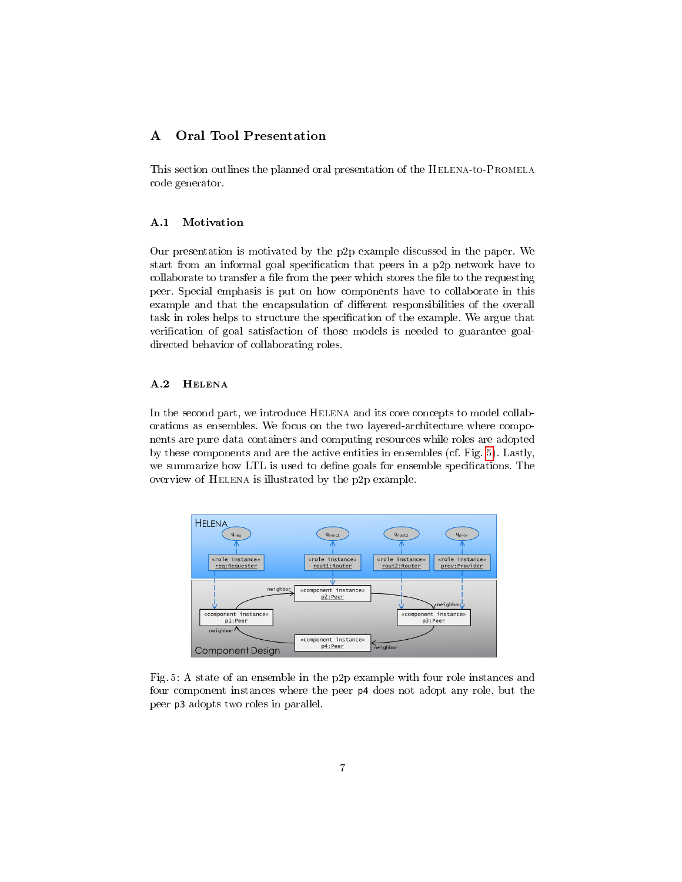# A Oral Tool Presentation

This section outlines the planned oral presentation of the HELENA-to-PROMELA code generator.

## A.1 Motivation

Our presentation is motivated by the p2p example discussed in the paper. We start from an informal goal specification that peers in a p2p network have to collaborate to transfer a file from the peer which stores the file to the requesting peer. Special emphasis is put on how components have to collaborate in this example and that the encapsulation of different responsibilities of the overall task in roles helps to structure the specification of the example. We argue that verification of goal satisfaction of those models is needed to guarantee goal-directed behavior of collaborating roles.

## A.2 HELENA

In the second part, we introduce HELENA and its core concepts to model collaborations as ensembles. We focus on the two layered-architecture where components are pure data containers and computing resources while roles are adopted by these components and are the active entities in ensembles (cf. Fig. 5). Lastly, we summarize how LTL is used to define goals for ensemble specifications. The overview of HELENA is illustrated by the p2p example.

Fig. 5: A state of an ensemble in the p2p example with four role instances and four component instances where the peer `p4` does not adopt any role, but the peer `p3` adopts two roles in parallel.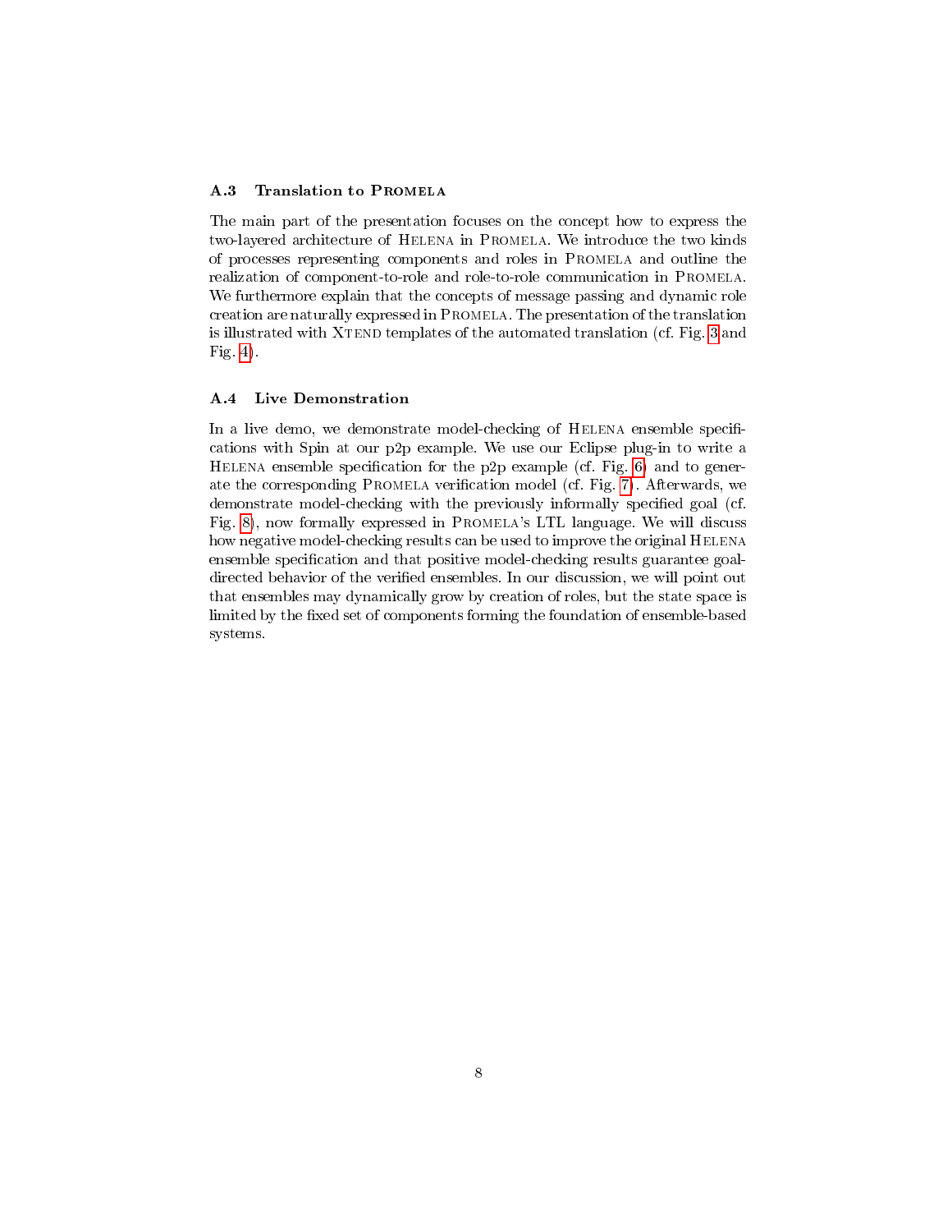### A.3 Translation to Promela

The main part of the presentation focuses on the concept how to express the two-layered architecture of Helena in Promela. We introduce the two kinds of processes representing components and roles in Promela and outline the realization of component-to-role and role-to-role communication in Promela. We furthermore explain that the concepts of message passing and dynamic role creation are naturally expressed in Promela. The presentation of the translation is illustrated with Xtend templates of the automated translation (cf. Fig. 3 and Fig. 4).

### A.4 Live Demonstration

In a live demo, we demonstrate model-checking of Helena ensemble specifications with Spin at our p2p example. We use our Eclipse plug-in to write a Helena ensemble specification for the p2p example (cf. Fig. 6) and to generate the corresponding Promela verification model (cf. Fig. 7). Afterwards, we demonstrate model-checking with the previously informally specified goal (cf. Fig. 8), now formally expressed in Promela's LTL language. We will discuss how negative model-checking results can be used to improve the original Helena ensemble specification and that positive model-checking results guarantee goal-directed behavior of the verified ensembles. In our discussion, we will point out that ensembles may dynamically grow by creation of roles, but the state space is limited by the fixed set of components forming the foundation of ensemble-based systems.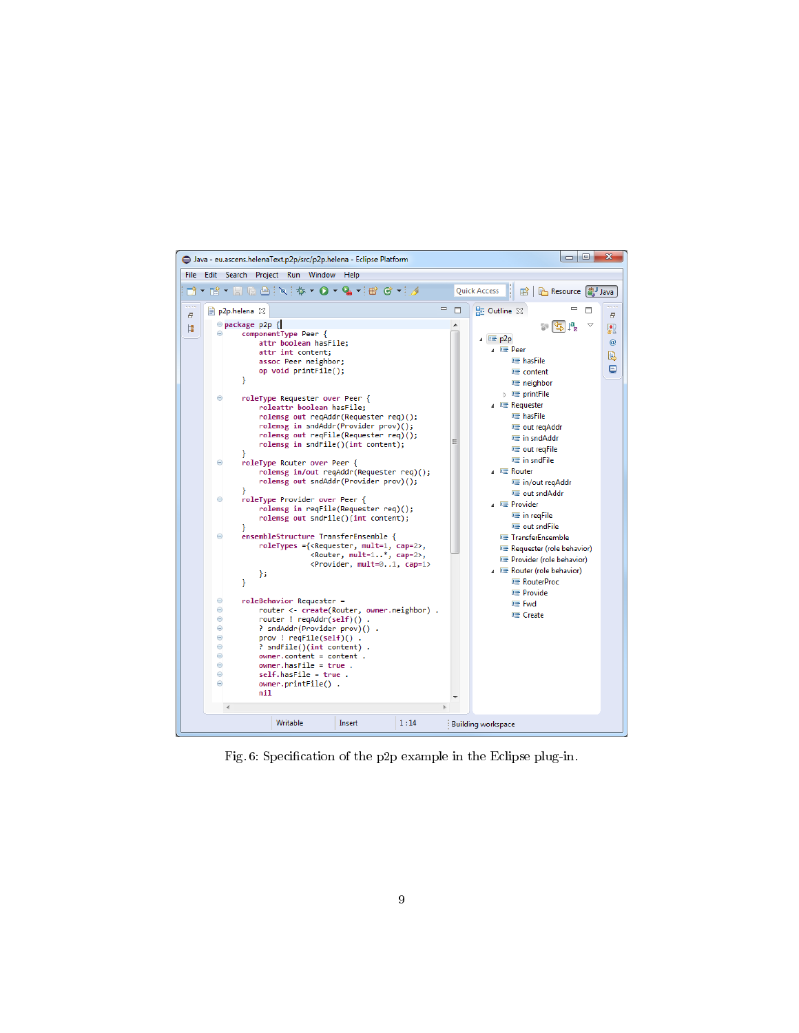```
package p2p {
    componentType Peer {
        attr boolean hasFile;
        attr int content;
        assoc Peer neighbor;
        op void printFile();
    }

    roleType Requester over Peer {
        roleattr boolean hasFile;
        rolemsg out reqAddr(Requester req)();
        rolemsg in sndAddr(Provider prov)();
        rolemsg out reqFile(Requester req)();
        rolemsg in sndFile()(int content);
    }
    roleType Router over Peer {
        rolemsg in/out reqAddr(Requester req)();
        rolemsg out sndAddr(Provider prov)();
    }
    roleType Provider over Peer {
        rolemsg in reqFile(Requester req)();
        rolemsg out sndFile()(int content);
    }
    ensembleStructure TransferEnsemble {
        roleTypes ={<Requester, mult=1, cap=2>,
                    <Router, mult=1..*, cap=2>,
                    <Provider, mult=0..1, cap=1>
        };
    }

    roleBehavior Requester =
        router <- create(Router, owner.neighbor) .
        router ! reqAddr(self)() .
        ? sndAddr(Provider prov)() .
        prov ! reqFile(self)() .
        ? sndFile()(int content) .
        owner.content = content .
        owner.hasFile = true .
        self.hasFile = true .
        owner.printFile() .
        nil
```

Fig. 6: Specification of the p2p example in the Eclipse plug-in.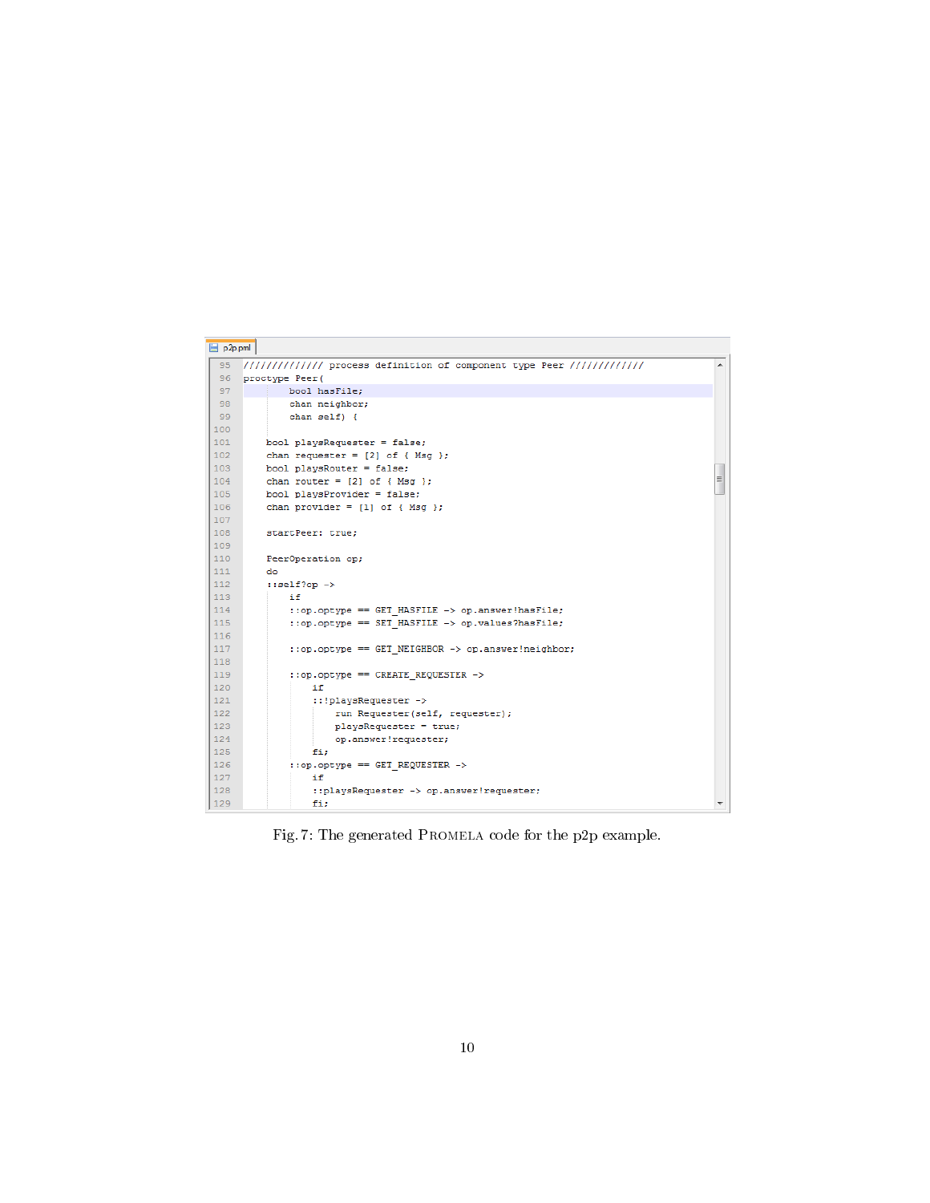```
//////////////// process definition of component type Peer ///////////////
proctype Peer(
        bool hasFile;
        chan neighbor;
        chan self) {

    bool playsRequester = false;
    chan requester = [2] of { Msg };
    bool playsRouter = false;
    chan router = [2] of { Msg };
    bool playsProvider = false;
    chan provider = [1] of { Msg };

    startPeer: true;

    PeerOperation op;
    do
    ::self?op ->
        if
        ::op.optype == GET_HASFILE -> op.answer!hasFile;
        ::op.optype == SET_HASFILE -> op.values?hasFile;

        ::op.optype == GET_NEIGHBOR -> op.answer!neighbor;

        ::op.optype == CREATE_REQUESTER ->
            if
            ::!playsRequester ->
                run Requester(self, requester);
                playsRequester = true;
                op.answer!requester;
            fi;
        ::op.optype == GET_REQUESTER ->
            if
            ::playsRequester -> op.answer!requester;
            fi;
```

Fig. 7: The generated PROMELA code for the p2p example.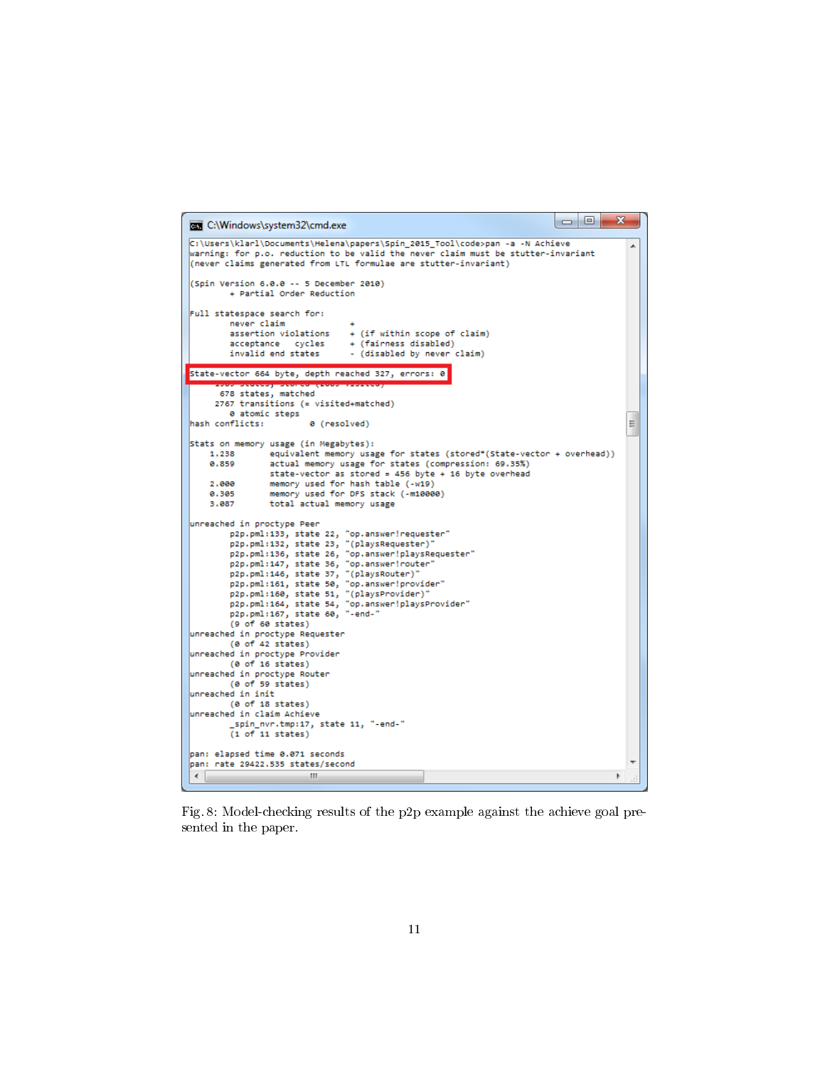```
C:\Users\klarl\Documents\Helena\papers\Spin_2015_Tool\code>pan -a -N Achieve
warning: for p.o. reduction to be valid the never claim must be stutter-invariant
(never claims generated from LTL formulae are stutter-invariant)

(Spin Version 6.0.0 -- 5 December 2010)
        + Partial Order Reduction

Full statespace search for:
        never claim             +
        assertion violations    + (if within scope of claim)
        acceptance   cycles     + (fairness disabled)
        invalid end states      - (disabled by never claim)

State-vector 664 byte, depth reached 327, errors: 0
     2089 states, stored (2089 visited)
      678 states, matched
     2767 transitions (= visited+matched)
        0 atomic steps
hash conflicts:          0 (resolved)

Stats on memory usage (in Megabytes):
    1.238       equivalent memory usage for states (stored*(State-vector + overhead))
    0.859       actual memory usage for states (compression: 69.35%)
                state-vector as stored = 456 byte + 16 byte overhead
    2.000       memory used for hash table (-w19)
    0.305       memory used for DFS stack (-m10000)
    3.087       total actual memory usage

unreached in proctype Peer
        p2p.pml:133, state 22, "op.answer!requester"
        p2p.pml:132, state 23, "(playsRequester)"
        p2p.pml:136, state 26, "op.answer!playsRequester"
        p2p.pml:147, state 36, "op.answer!router"
        p2p.pml:146, state 37, "(playsRouter)"
        p2p.pml:161, state 50, "op.answer!provider"
        p2p.pml:160, state 51, "(playsProvider)"
        p2p.pml:164, state 54, "op.answer!playsProvider"
        p2p.pml:167, state 60, "-end-"
        (9 of 60 states)
unreached in proctype Requester
        (0 of 42 states)
unreached in proctype Provider
        (0 of 16 states)
unreached in proctype Router
        (0 of 59 states)
unreached in init
        (0 of 18 states)
unreached in claim Achieve
        _spin_nvr.tmp:17, state 11, "-end-"
        (1 of 11 states)

pan: elapsed time 0.071 seconds
pan: rate 29422.535 states/second
```

Fig. 8: Model-checking results of the p2p example against the achieve goal presented in the paper.